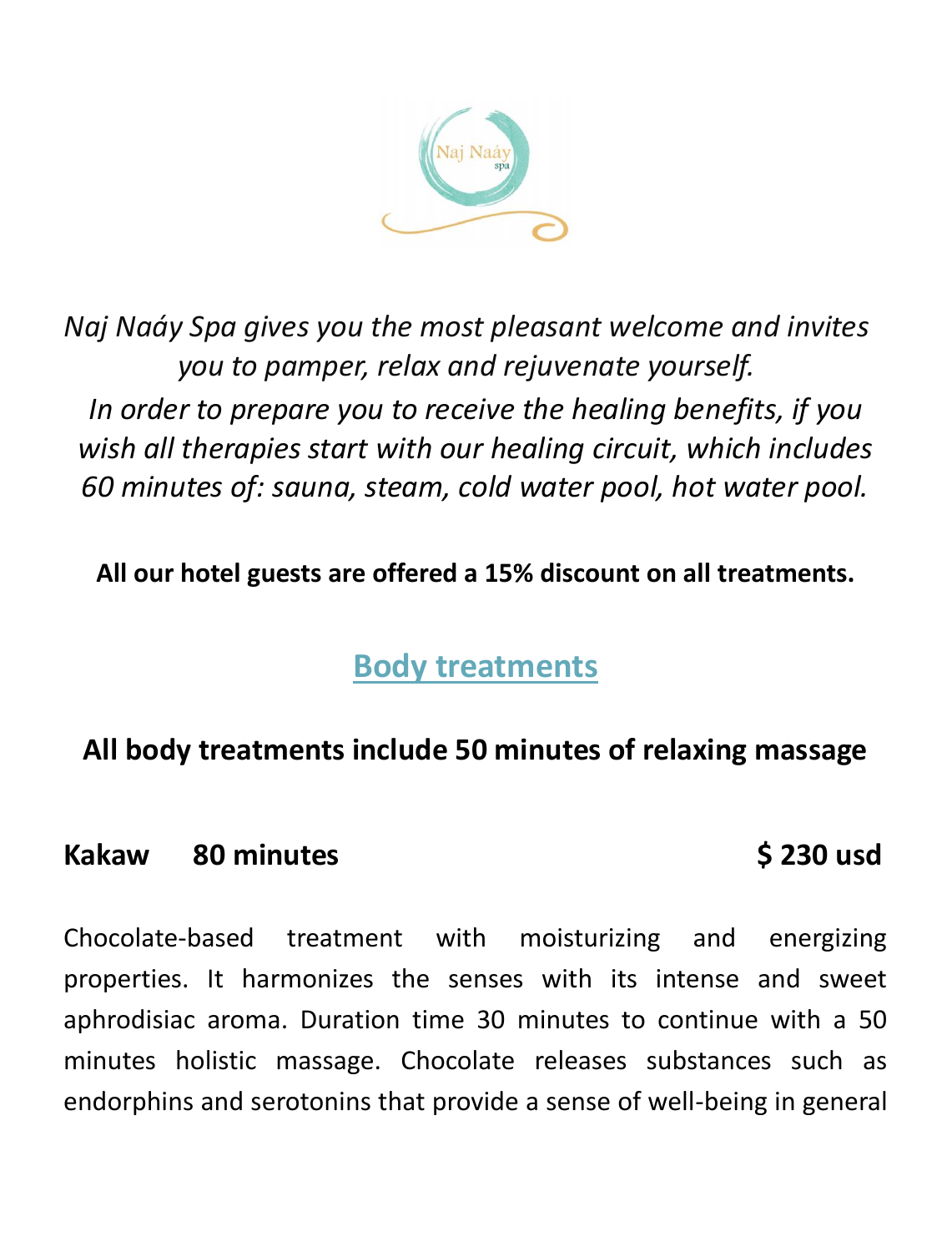*Naj Naáy Spa gives you the most pleasant welcome and invites you to pamper, relax and rejuvenate yourself.*
*In order to prepare you to receive the healing benefits, if you wish all therapies start with our healing circuit, which includes 60 minutes of: sauna, steam, cold water pool, hot water pool.*

**All our hotel guests are offered a 15% discount on all treatments.**

## Body treatments

**All body treatments include 50 minutes of relaxing massage**

**Kakaw 80 minutes $ 230 usd**

Chocolate-based treatment with moisturizing and energizing properties. It harmonizes the senses with its intense and sweet aphrodisiac aroma. Duration time 30 minutes to continue with a 50 minutes holistic massage. Chocolate releases substances such as endorphins and serotonins that provide a sense of well-being in general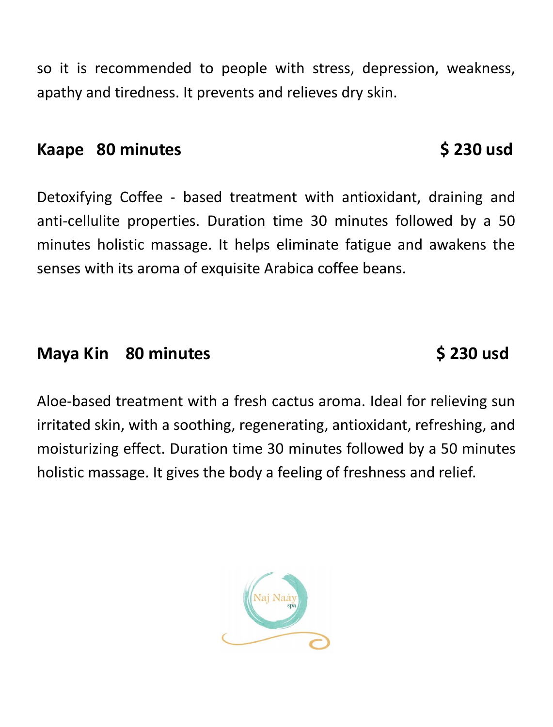so it is recommended to people with stress, depression, weakness, apathy and tiredness. It prevents and relieves dry skin.

**Kaape 80 minutes $ 230 usd**

Detoxifying Coffee - based treatment with antioxidant, draining and anti-cellulite properties. Duration time 30 minutes followed by a 50 minutes holistic massage. It helps eliminate fatigue and awakens the senses with its aroma of exquisite Arabica coffee beans.

**Maya Kin 80 minutes $ 230 usd**

Aloe-based treatment with a fresh cactus aroma. Ideal for relieving sun irritated skin, with a soothing, regenerating, antioxidant, refreshing, and moisturizing effect. Duration time 30 minutes followed by a 50 minutes holistic massage. It gives the body a feeling of freshness and relief.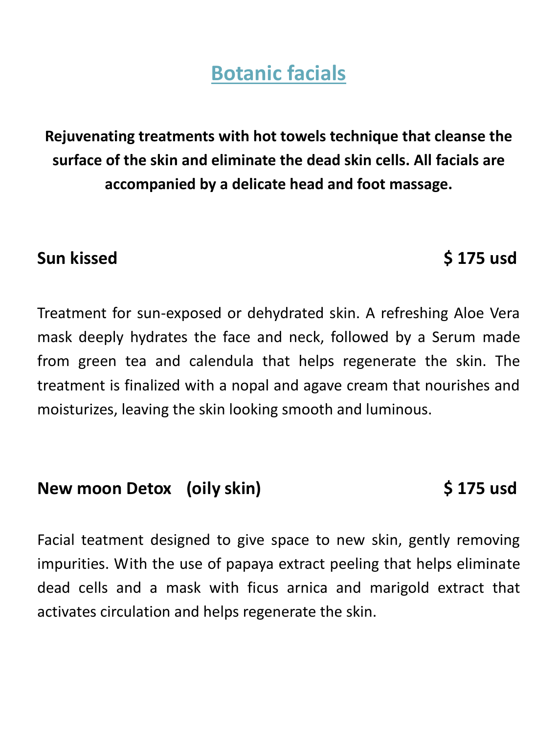# Botanic facials

**Rejuvenating treatments with hot towels technique that cleanse the surface of the skin and eliminate the dead skin cells. All facials are accompanied by a delicate head and foot massage.**

## Sun kissed $ 175 usd

Treatment for sun-exposed or dehydrated skin. A refreshing Aloe Vera mask deeply hydrates the face and neck, followed by a Serum made from green tea and calendula that helps regenerate the skin. The treatment is finalized with a nopal and agave cream that nourishes and moisturizes, leaving the skin looking smooth and luminous.

## New moon Detox (oily skin) $ 175 usd

Facial teatment designed to give space to new skin, gently removing impurities. With the use of papaya extract peeling that helps eliminate dead cells and a mask with ficus arnica and marigold extract that activates circulation and helps regenerate the skin.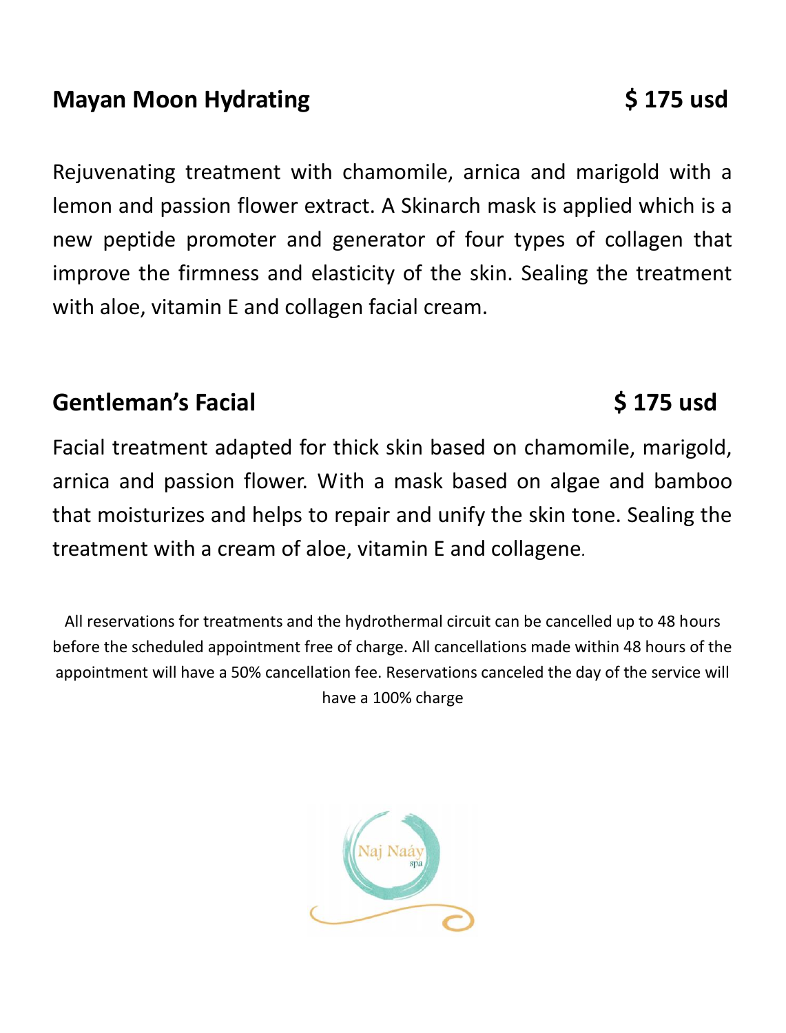## Mayan Moon Hydrating $ 175 usd

Rejuvenating treatment with chamomile, arnica and marigold with a lemon and passion flower extract. A Skinarch mask is applied which is a new peptide promoter and generator of four types of collagen that improve the firmness and elasticity of the skin. Sealing the treatment with aloe, vitamin E and collagen facial cream.

## Gentleman's Facial $ 175 usd

Facial treatment adapted for thick skin based on chamomile, marigold, arnica and passion flower. With a mask based on algae and bamboo that moisturizes and helps to repair and unify the skin tone. Sealing the treatment with a cream of aloe, vitamin E and collagene.

All reservations for treatments and the hydrothermal circuit can be cancelled up to 48 hours before the scheduled appointment free of charge. All cancellations made within 48 hours of the appointment will have a 50% cancellation fee. Reservations canceled the day of the service will have a 100% charge

Naj Naáy spa